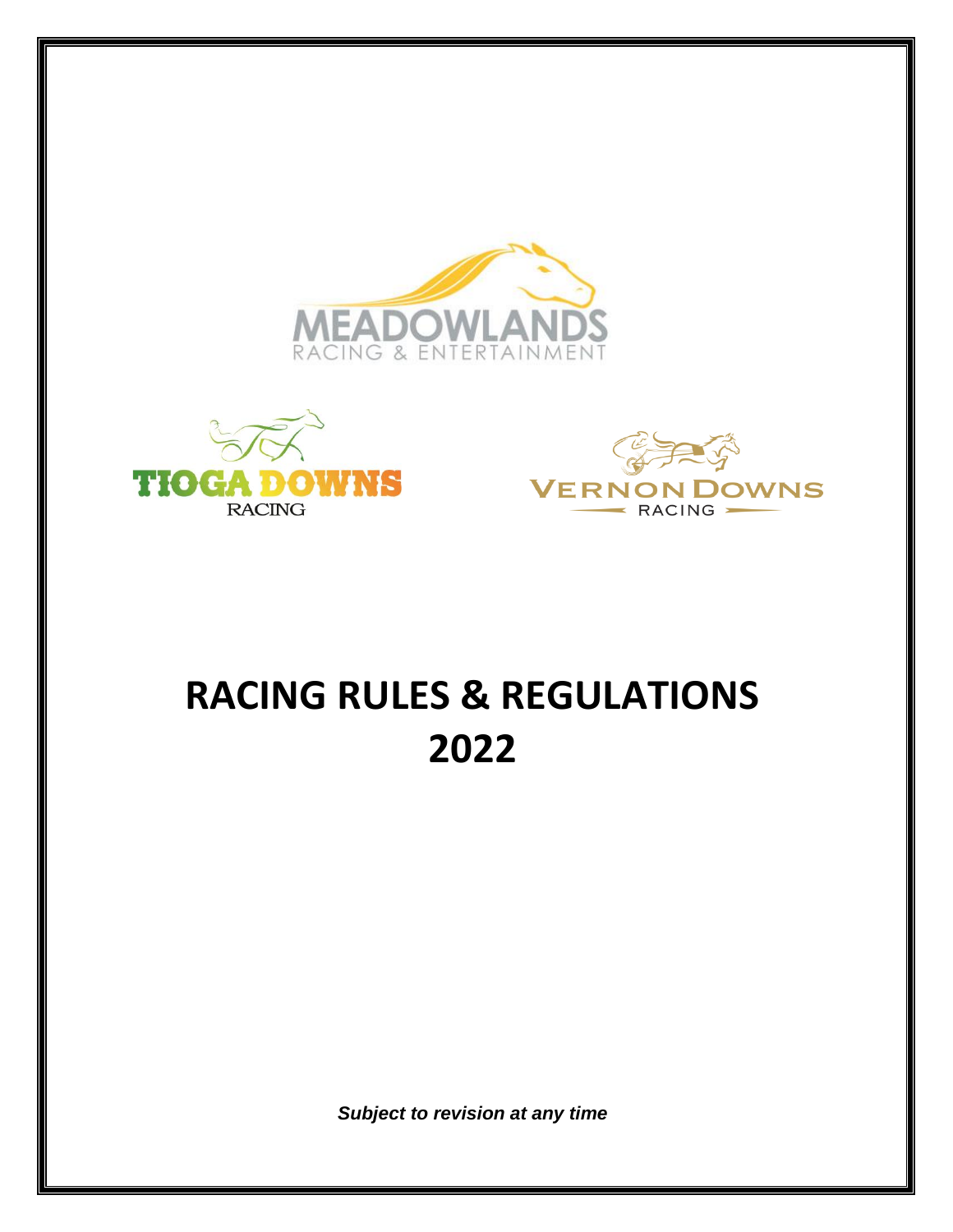MEADOWLANDS
RACING & ENTERTAINMENT

TIOGA DOWNS
RACING

VERNON DOWNS
RACING

# RACING RULES & REGULATIONS 2022

***Subject to revision at any time***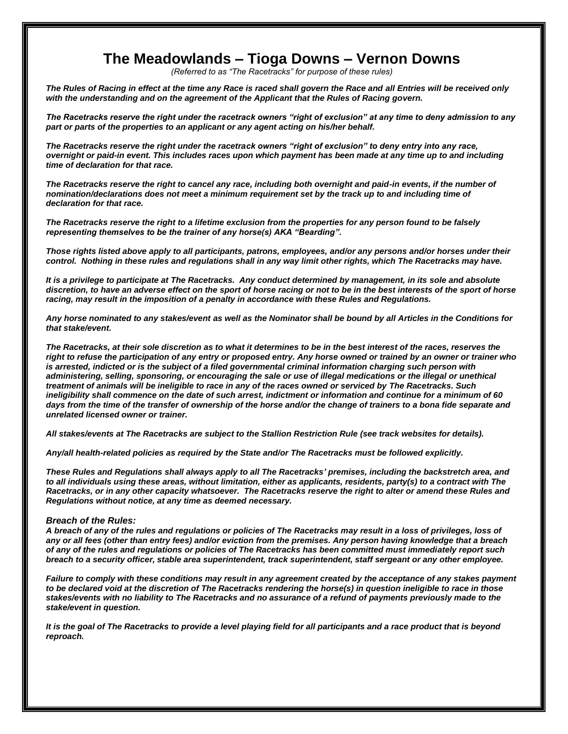# The Meadowlands – Tioga Downs – Vernon Downs

*(Referred to as "The Racetracks" for purpose of these rules)*

***The Rules of Racing in effect at the time any Race is raced shall govern the Race and all Entries will be received only with the understanding and on the agreement of the Applicant that the Rules of Racing govern.***

***The Racetracks reserve the right under the racetrack owners "right of exclusion" at any time to deny admission to any part or parts of the properties to an applicant or any agent acting on his/her behalf.***

***The Racetracks reserve the right under the racetrack owners "right of exclusion" to deny entry into any race, overnight or paid-in event. This includes races upon which payment has been made at any time up to and including time of declaration for that race.***

***The Racetracks reserve the right to cancel any race, including both overnight and paid-in events, if the number of nomination/declarations does not meet a minimum requirement set by the track up to and including time of declaration for that race.***

***The Racetracks reserve the right to a lifetime exclusion from the properties for any person found to be falsely representing themselves to be the trainer of any horse(s) AKA "Bearding".***

***Those rights listed above apply to all participants, patrons, employees, and/or any persons and/or horses under their control. Nothing in these rules and regulations shall in any way limit other rights, which The Racetracks may have.***

***It is a privilege to participate at The Racetracks. Any conduct determined by management, in its sole and absolute discretion, to have an adverse effect on the sport of horse racing or not to be in the best interests of the sport of horse racing, may result in the imposition of a penalty in accordance with these Rules and Regulations.***

***Any horse nominated to any stakes/event as well as the Nominator shall be bound by all Articles in the Conditions for that stake/event.***

***The Racetracks, at their sole discretion as to what it determines to be in the best interest of the races, reserves the right to refuse the participation of any entry or proposed entry. Any horse owned or trained by an owner or trainer who is arrested, indicted or is the subject of a filed governmental criminal information charging such person with administering, selling, sponsoring, or encouraging the sale or use of illegal medications or the illegal or unethical treatment of animals will be ineligible to race in any of the races owned or serviced by The Racetracks. Such ineligibility shall commence on the date of such arrest, indictment or information and continue for a minimum of 60 days from the time of the transfer of ownership of the horse and/or the change of trainers to a bona fide separate and unrelated licensed owner or trainer.***

***All stakes/events at The Racetracks are subject to the Stallion Restriction Rule (see track websites for details).***

***Any/all health-related policies as required by the State and/or The Racetracks must be followed explicitly.***

***These Rules and Regulations shall always apply to all The Racetracks' premises, including the backstretch area, and to all individuals using these areas, without limitation, either as applicants, residents, party(s) to a contract with The Racetracks, or in any other capacity whatsoever. The Racetracks reserve the right to alter or amend these Rules and Regulations without notice, at any time as deemed necessary.***

### *Breach of the Rules:*

***A breach of any of the rules and regulations or policies of The Racetracks may result in a loss of privileges, loss of any or all fees (other than entry fees) and/or eviction from the premises. Any person having knowledge that a breach of any of the rules and regulations or policies of The Racetracks has been committed must immediately report such breach to a security officer, stable area superintendent, track superintendent, staff sergeant or any other employee.***

***Failure to comply with these conditions may result in any agreement created by the acceptance of any stakes payment to be declared void at the discretion of The Racetracks rendering the horse(s) in question ineligible to race in those stakes/events with no liability to The Racetracks and no assurance of a refund of payments previously made to the stake/event in question.***

***It is the goal of The Racetracks to provide a level playing field for all participants and a race product that is beyond reproach.***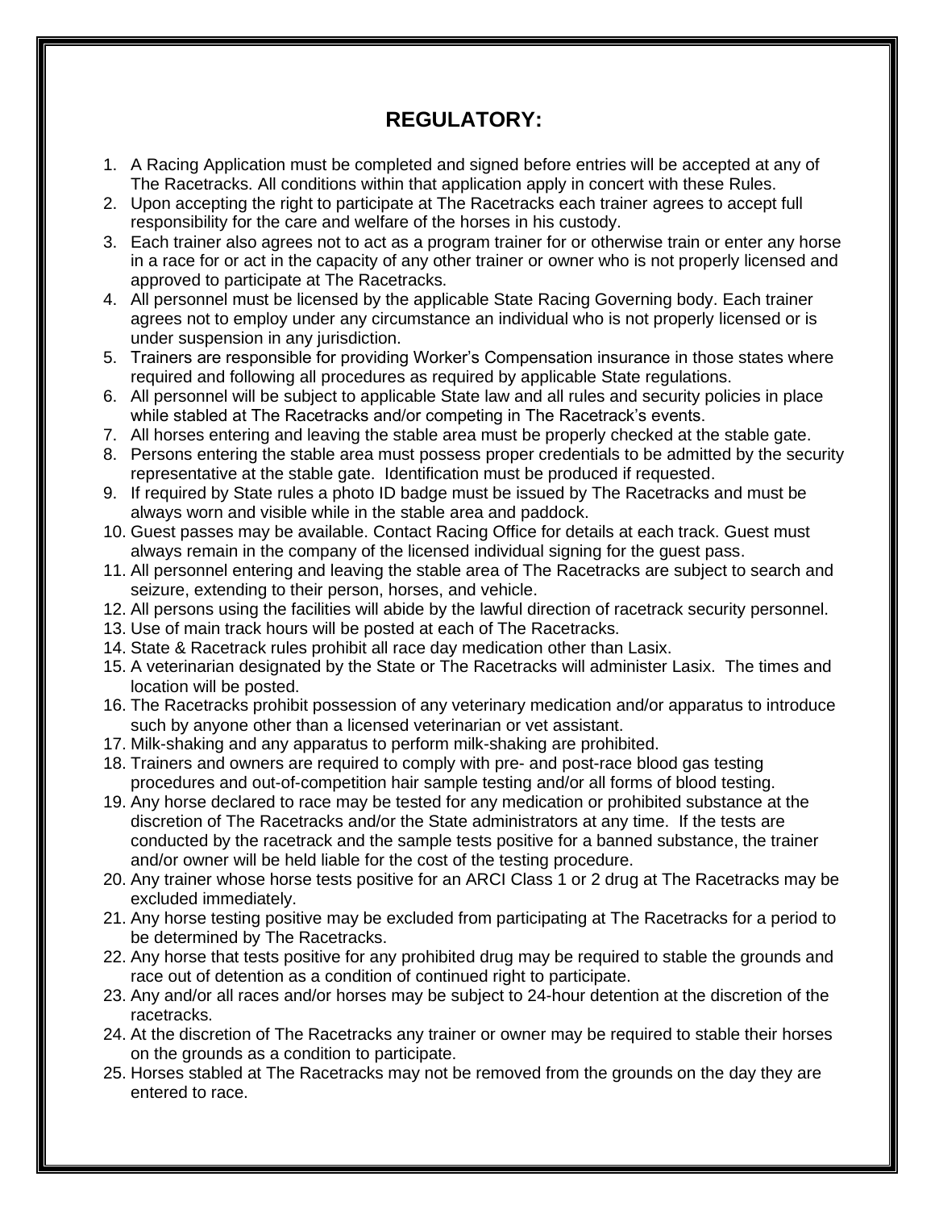## REGULATORY:

1. A Racing Application must be completed and signed before entries will be accepted at any of The Racetracks. All conditions within that application apply in concert with these Rules.
2. Upon accepting the right to participate at The Racetracks each trainer agrees to accept full responsibility for the care and welfare of the horses in his custody.
3. Each trainer also agrees not to act as a program trainer for or otherwise train or enter any horse in a race for or act in the capacity of any other trainer or owner who is not properly licensed and approved to participate at The Racetracks.
4. All personnel must be licensed by the applicable State Racing Governing body. Each trainer agrees not to employ under any circumstance an individual who is not properly licensed or is under suspension in any jurisdiction.
5. Trainers are responsible for providing Worker's Compensation insurance in those states where required and following all procedures as required by applicable State regulations.
6. All personnel will be subject to applicable State law and all rules and security policies in place while stabled at The Racetracks and/or competing in The Racetrack's events.
7. All horses entering and leaving the stable area must be properly checked at the stable gate.
8. Persons entering the stable area must possess proper credentials to be admitted by the security representative at the stable gate. Identification must be produced if requested.
9. If required by State rules a photo ID badge must be issued by The Racetracks and must be always worn and visible while in the stable area and paddock.
10. Guest passes may be available. Contact Racing Office for details at each track. Guest must always remain in the company of the licensed individual signing for the guest pass.
11. All personnel entering and leaving the stable area of The Racetracks are subject to search and seizure, extending to their person, horses, and vehicle.
12. All persons using the facilities will abide by the lawful direction of racetrack security personnel.
13. Use of main track hours will be posted at each of The Racetracks.
14. State & Racetrack rules prohibit all race day medication other than Lasix.
15. A veterinarian designated by the State or The Racetracks will administer Lasix. The times and location will be posted.
16. The Racetracks prohibit possession of any veterinary medication and/or apparatus to introduce such by anyone other than a licensed veterinarian or vet assistant.
17. Milk-shaking and any apparatus to perform milk-shaking are prohibited.
18. Trainers and owners are required to comply with pre- and post-race blood gas testing procedures and out-of-competition hair sample testing and/or all forms of blood testing.
19. Any horse declared to race may be tested for any medication or prohibited substance at the discretion of The Racetracks and/or the State administrators at any time. If the tests are conducted by the racetrack and the sample tests positive for a banned substance, the trainer and/or owner will be held liable for the cost of the testing procedure.
20. Any trainer whose horse tests positive for an ARCI Class 1 or 2 drug at The Racetracks may be excluded immediately.
21. Any horse testing positive may be excluded from participating at The Racetracks for a period to be determined by The Racetracks.
22. Any horse that tests positive for any prohibited drug may be required to stable the grounds and race out of detention as a condition of continued right to participate.
23. Any and/or all races and/or horses may be subject to 24-hour detention at the discretion of the racetracks.
24. At the discretion of The Racetracks any trainer or owner may be required to stable their horses on the grounds as a condition to participate.
25. Horses stabled at The Racetracks may not be removed from the grounds on the day they are entered to race.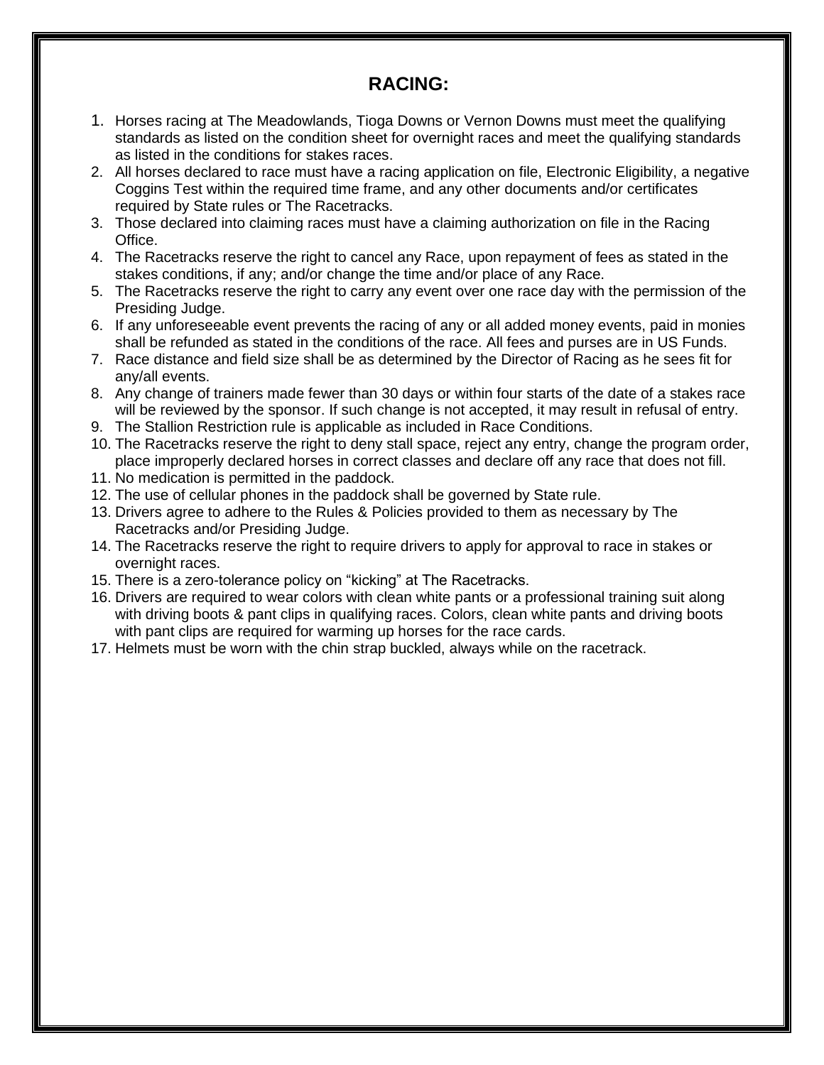# RACING:

1. Horses racing at The Meadowlands, Tioga Downs or Vernon Downs must meet the qualifying standards as listed on the condition sheet for overnight races and meet the qualifying standards as listed in the conditions for stakes races.
2. All horses declared to race must have a racing application on file, Electronic Eligibility, a negative Coggins Test within the required time frame, and any other documents and/or certificates required by State rules or The Racetracks.
3. Those declared into claiming races must have a claiming authorization on file in the Racing Office.
4. The Racetracks reserve the right to cancel any Race, upon repayment of fees as stated in the stakes conditions, if any; and/or change the time and/or place of any Race.
5. The Racetracks reserve the right to carry any event over one race day with the permission of the Presiding Judge.
6. If any unforeseeable event prevents the racing of any or all added money events, paid in monies shall be refunded as stated in the conditions of the race. All fees and purses are in US Funds.
7. Race distance and field size shall be as determined by the Director of Racing as he sees fit for any/all events.
8. Any change of trainers made fewer than 30 days or within four starts of the date of a stakes race will be reviewed by the sponsor. If such change is not accepted, it may result in refusal of entry.
9. The Stallion Restriction rule is applicable as included in Race Conditions.
10. The Racetracks reserve the right to deny stall space, reject any entry, change the program order, place improperly declared horses in correct classes and declare off any race that does not fill.
11. No medication is permitted in the paddock.
12. The use of cellular phones in the paddock shall be governed by State rule.
13. Drivers agree to adhere to the Rules & Policies provided to them as necessary by The Racetracks and/or Presiding Judge.
14. The Racetracks reserve the right to require drivers to apply for approval to race in stakes or overnight races.
15. There is a zero-tolerance policy on “kicking” at The Racetracks.
16. Drivers are required to wear colors with clean white pants or a professional training suit along with driving boots & pant clips in qualifying races. Colors, clean white pants and driving boots with pant clips are required for warming up horses for the race cards.
17. Helmets must be worn with the chin strap buckled, always while on the racetrack.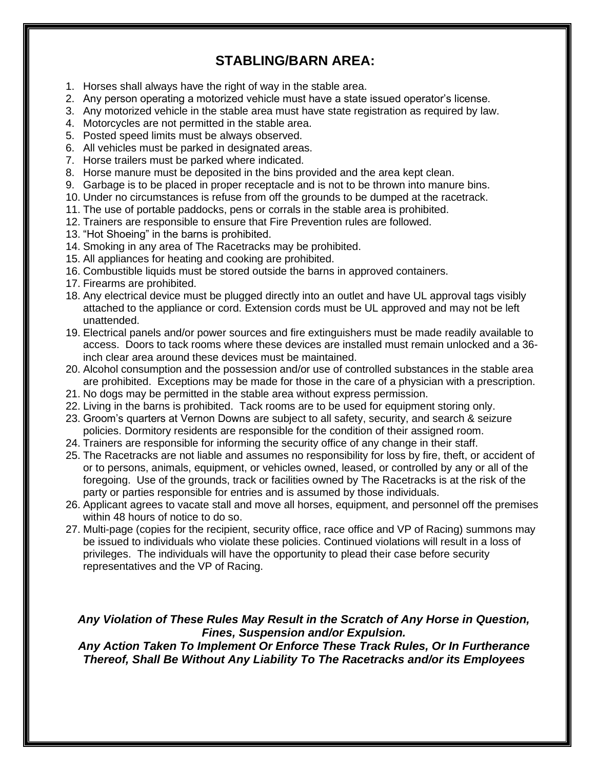## STABLING/BARN AREA:

1. Horses shall always have the right of way in the stable area.
2. Any person operating a motorized vehicle must have a state issued operator's license.
3. Any motorized vehicle in the stable area must have state registration as required by law.
4. Motorcycles are not permitted in the stable area.
5. Posted speed limits must be always observed.
6. All vehicles must be parked in designated areas.
7. Horse trailers must be parked where indicated.
8. Horse manure must be deposited in the bins provided and the area kept clean.
9. Garbage is to be placed in proper receptacle and is not to be thrown into manure bins.
10. Under no circumstances is refuse from off the grounds to be dumped at the racetrack.
11. The use of portable paddocks, pens or corrals in the stable area is prohibited.
12. Trainers are responsible to ensure that Fire Prevention rules are followed.
13. "Hot Shoeing" in the barns is prohibited.
14. Smoking in any area of The Racetracks may be prohibited.
15. All appliances for heating and cooking are prohibited.
16. Combustible liquids must be stored outside the barns in approved containers.
17. Firearms are prohibited.
18. Any electrical device must be plugged directly into an outlet and have UL approval tags visibly attached to the appliance or cord. Extension cords must be UL approved and may not be left unattended.
19. Electrical panels and/or power sources and fire extinguishers must be made readily available to access. Doors to tack rooms where these devices are installed must remain unlocked and a 36-inch clear area around these devices must be maintained.
20. Alcohol consumption and the possession and/or use of controlled substances in the stable area are prohibited. Exceptions may be made for those in the care of a physician with a prescription.
21. No dogs may be permitted in the stable area without express permission.
22. Living in the barns is prohibited. Tack rooms are to be used for equipment storing only.
23. Groom's quarters at Vernon Downs are subject to all safety, security, and search & seizure policies. Dormitory residents are responsible for the condition of their assigned room.
24. Trainers are responsible for informing the security office of any change in their staff.
25. The Racetracks are not liable and assumes no responsibility for loss by fire, theft, or accident of or to persons, animals, equipment, or vehicles owned, leased, or controlled by any or all of the foregoing. Use of the grounds, track or facilities owned by The Racetracks is at the risk of the party or parties responsible for entries and is assumed by those individuals.
26. Applicant agrees to vacate stall and move all horses, equipment, and personnel off the premises within 48 hours of notice to do so.
27. Multi-page (copies for the recipient, security office, race office and VP of Racing) summons may be issued to individuals who violate these policies. Continued violations will result in a loss of privileges. The individuals will have the opportunity to plead their case before security representatives and the VP of Racing.

***Any Violation of These Rules May Result in the Scratch of Any Horse in Question, Fines, Suspension and/or Expulsion.***

***Any Action Taken To Implement Or Enforce These Track Rules, Or In Furtherance Thereof, Shall Be Without Any Liability To The Racetracks and/or its Employees***